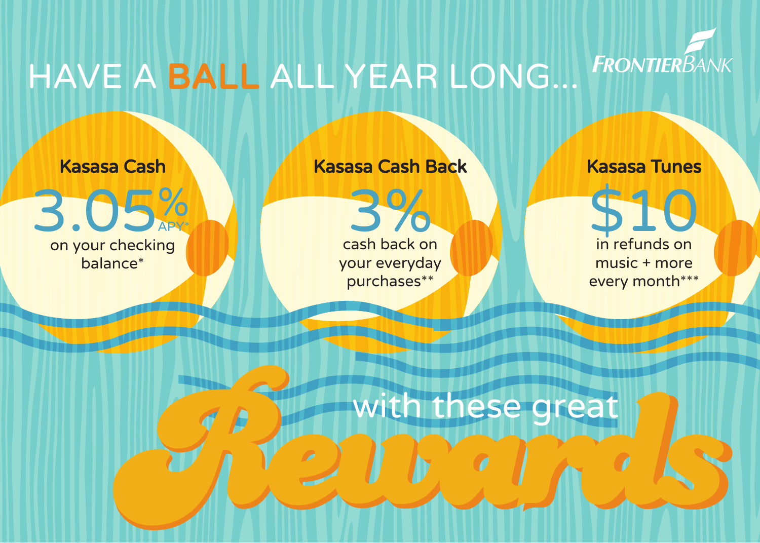# HAVE A BALL ALL YEAR LONG...

FRONTIERBANK

## Kasasa Cash

3.05% APY*

on your checking balance*

## Kasasa Cash Back

3%

cash back on your everyday purchases**

## Kasasa Tunes

$10

in refunds on music + more every month***

with these great **Rewards**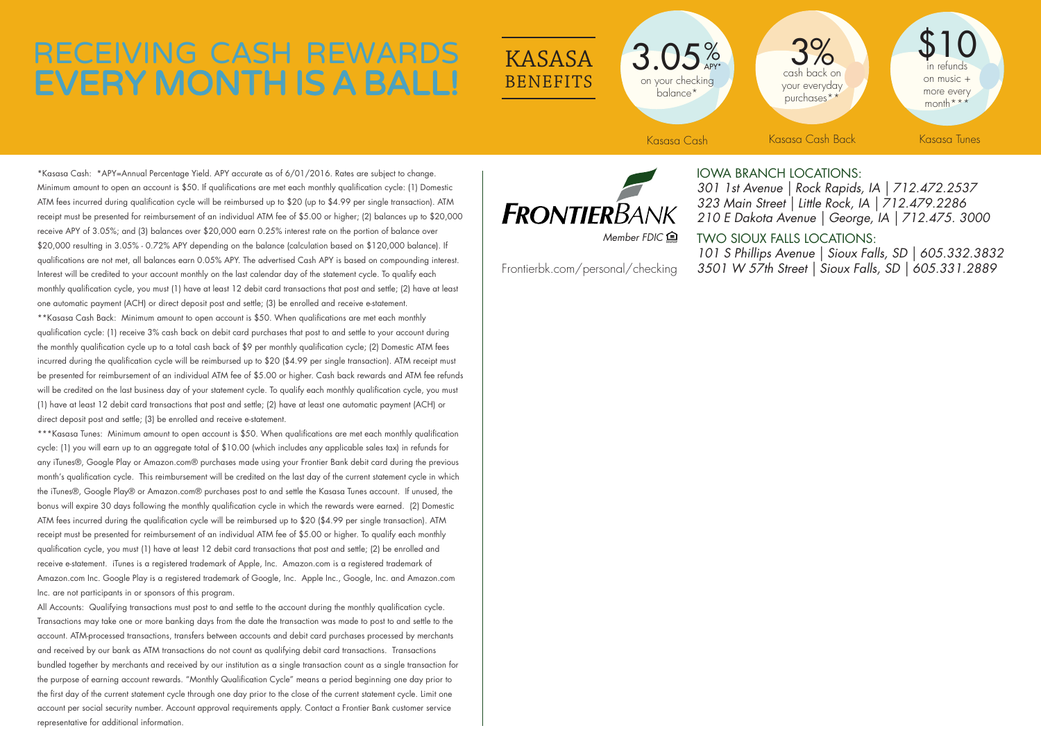# RECEIVING CASH REWARDS EVERY MONTH IS A BALL!

## KASASA BENEFITS

**3.05%** APY* on your checking balance*

Kasasa Cash

**3%** cash back on your everyday purchases**

Kasasa Cash Back

**$10** in refunds on music + more every month***

Kasasa Tunes

*Kasasa Cash: *APY=Annual Percentage Yield. APY accurate as of 6/01/2016. Rates are subject to change. Minimum amount to open an account is $50. If qualifications are met each monthly qualification cycle: (1) Domestic ATM fees incurred during qualification cycle will be reimbursed up to $20 (up to $4.99 per single transaction). ATM receipt must be presented for reimbursement of an individual ATM fee of $5.00 or higher; (2) balances up to $20,000 receive APY of 3.05%; and (3) balances over $20,000 earn 0.25% interest rate on the portion of balance over $20,000 resulting in 3.05% - 0.72% APY depending on the balance (calculation based on $120,000 balance). If qualifications are not met, all balances earn 0.05% APY. The advertised Cash APY is based on compounding interest. Interest will be credited to your account monthly on the last calendar day of the statement cycle. To qualify each monthly qualification cycle, you must (1) have at least 12 debit card transactions that post and settle; (2) have at least one automatic payment (ACH) or direct deposit post and settle; (3) be enrolled and receive e-statement.

**Kasasa Cash Back: Minimum amount to open account is $50. When qualifications are met each monthly qualification cycle: (1) receive 3% cash back on debit card purchases that post to and settle to your account during the monthly qualification cycle up to a total cash back of $9 per monthly qualification cycle; (2) Domestic ATM fees incurred during the qualification cycle will be reimbursed up to $20 ($4.99 per single transaction). ATM receipt must be presented for reimbursement of an individual ATM fee of $5.00 or higher. Cash back rewards and ATM fee refunds will be credited on the last business day of your statement cycle. To qualify each monthly qualification cycle, you must (1) have at least 12 debit card transactions that post and settle; (2) have at least one automatic payment (ACH) or direct deposit post and settle; (3) be enrolled and receive e-statement.

***Kasasa Tunes: Minimum amount to open account is $50. When qualifications are met each monthly qualification cycle: (1) you will earn up to an aggregate total of $10.00 (which includes any applicable sales tax) in refunds for any iTunes®, Google Play or Amazon.com® purchases made using your Frontier Bank debit card during the previous month's qualification cycle. This reimbursement will be credited on the last day of the current statement cycle in which the iTunes®, Google Play® or Amazon.com® purchases post to and settle the Kasasa Tunes account. If unused, the bonus will expire 30 days following the monthly qualification cycle in which the rewards were earned. (2) Domestic ATM fees incurred during the qualification cycle will be reimbursed up to $20 ($4.99 per single transaction). ATM receipt must be presented for reimbursement of an individual ATM fee of $5.00 or higher. To qualify each monthly qualification cycle, you must (1) have at least 12 debit card transactions that post and settle; (2) be enrolled and receive e-statement. iTunes is a registered trademark of Apple, Inc. Amazon.com is a registered trademark of Amazon.com Inc. Google Play is a registered trademark of Google, Inc. Apple Inc., Google, Inc. and Amazon.com Inc. are not participants in or sponsors of this program.

All Accounts: Qualifying transactions must post to and settle to the account during the monthly qualification cycle. Transactions may take one or more banking days from the date the transaction was made to post to and settle to the account. ATM-processed transactions, transfers between accounts and debit card purchases processed by merchants and received by our bank as ATM transactions do not count as qualifying debit card transactions. Transactions bundled together by merchants and received by our institution as a single transaction count as a single transaction for the purpose of earning account rewards. "Monthly Qualification Cycle" means a period beginning one day prior to the first day of the current statement cycle through one day prior to the close of the current statement cycle. Limit one account per social security number. Account approval requirements apply. Contact a Frontier Bank customer service representative for additional information.

**FRONTIERBANK**

Member FDIC

Frontierbk.com/personal/checking

### IOWA BRANCH LOCATIONS:

*301 1st Avenue | Rock Rapids, IA | 712.472.2537*
*323 Main Street | Little Rock, IA | 712.479.2286*
*210 E Dakota Avenue | George, IA | 712.475. 3000*

### TWO SIOUX FALLS LOCATIONS:

*101 S Phillips Avenue | Sioux Falls, SD | 605.332.3832*
*3501 W 57th Street | Sioux Falls, SD | 605.331.2889*